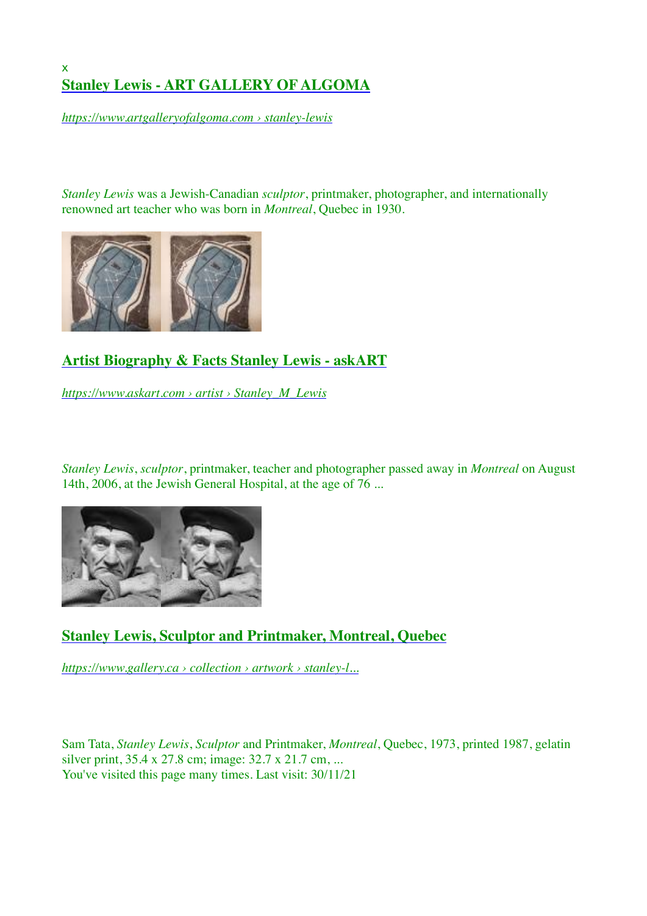x

## [Stanley Lewis - ART GALLERY OF ALGOMA](https://www.artgalleryofalgoma.com)

*https://www.artgalleryofalgoma.com › stanley-lewis*

*Stanley Lewis* was a Jewish-Canadian *sculptor*, printmaker, photographer, and internationally renowned art teacher who was born in *Montreal*, Quebec in 1930.

## [Artist Biography & Facts Stanley Lewis - askART](https://www.askart.com)

*https://www.askart.com › artist › Stanley_M_Lewis*

*Stanley Lewis*, *sculptor*, printmaker, teacher and photographer passed away in *Montreal* on August 14th, 2006, at the Jewish General Hospital, at the age of 76 ...

## [Stanley Lewis, Sculptor and Printmaker, Montreal, Quebec](https://www.gallery.ca)

*https://www.gallery.ca › collection › artwork › stanley-l...*

Sam Tata, *Stanley Lewis*, *Sculptor* and Printmaker, *Montreal*, Quebec, 1973, printed 1987, gelatin silver print, 35.4 x 27.8 cm; image: 32.7 x 21.7 cm, ...
You've visited this page many times. Last visit: 30/11/21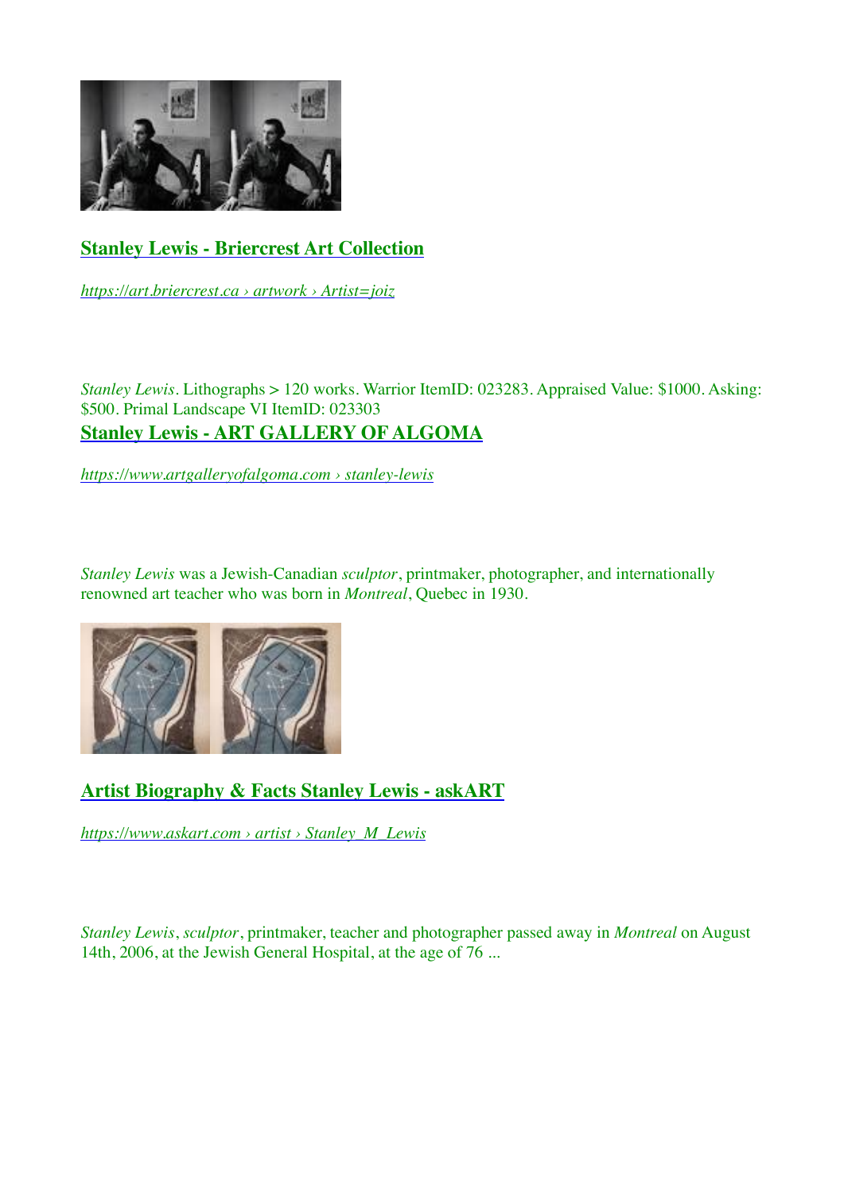[**Stanley Lewis - Briercrest Art Collection**](https://art.briercrest.ca)

*https://art.briercrest.ca › artwork › Artist=joiz*

*Stanley Lewis*. Lithographs > 120 works. Warrior ItemID: 023283. Appraised Value: $1000. Asking: $500. Primal Landscape VI ItemID: 023303

[**Stanley Lewis - ART GALLERY OF ALGOMA**](https://www.artgalleryofalgoma.com)

*https://www.artgalleryofalgoma.com › stanley-lewis*

*Stanley Lewis* was a Jewish-Canadian *sculptor*, printmaker, photographer, and internationally renowned art teacher who was born in *Montreal*, Quebec in 1930.

[**Artist Biography & Facts Stanley Lewis - askART**](https://www.askart.com)

*https://www.askart.com › artist › Stanley_M_Lewis*

*Stanley Lewis*, *sculptor*, printmaker, teacher and photographer passed away in *Montreal* on August 14th, 2006, at the Jewish General Hospital, at the age of 76 ...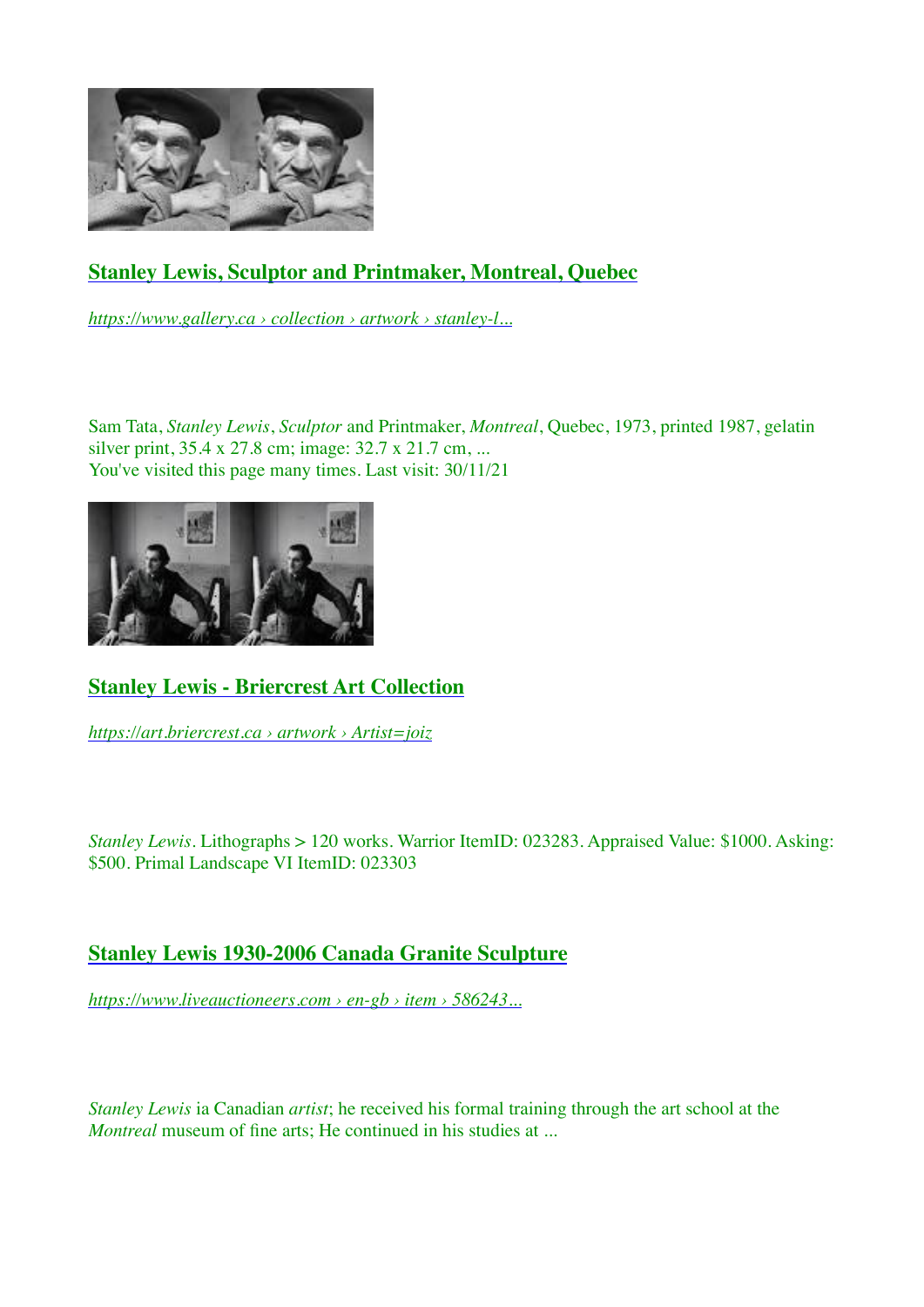## [Stanley Lewis, Sculptor and Printmaker, Montreal, Quebec](https://www.gallery.ca)

*https://www.gallery.ca › collection › artwork › stanley-l...*

Sam Tata, *Stanley Lewis*, *Sculptor* and Printmaker, *Montreal*, Quebec, 1973, printed 1987, gelatin silver print, 35.4 x 27.8 cm; image: 32.7 x 21.7 cm, ...
You've visited this page many times. Last visit: 30/11/21

## [Stanley Lewis - Briercrest Art Collection](https://art.briercrest.ca)

*https://art.briercrest.ca › artwork › Artist=joiz*

*Stanley Lewis*. Lithographs > 120 works. Warrior ItemID: 023283. Appraised Value: $1000. Asking: $500. Primal Landscape VI ItemID: 023303

## [Stanley Lewis 1930-2006 Canada Granite Sculpture](https://www.liveauctioneers.com)

*https://www.liveauctioneers.com › en-gb › item › 586243...*

*Stanley Lewis* ia Canadian *artist*; he received his formal training through the art school at the *Montreal* museum of fine arts; He continued in his studies at ...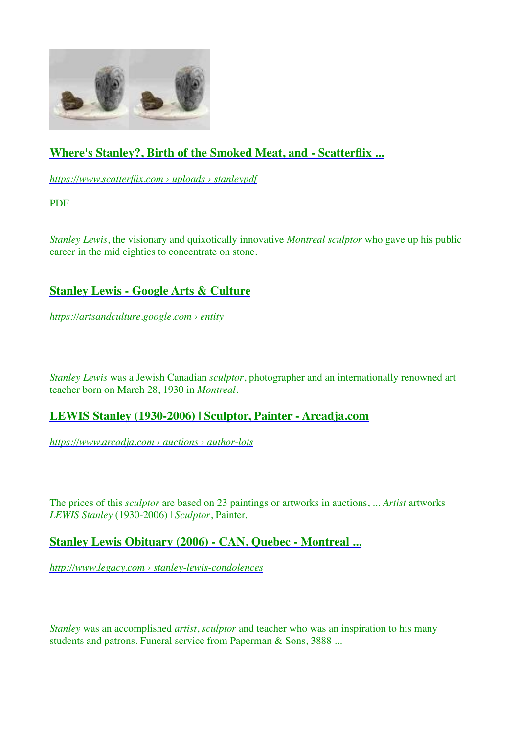## [Where's Stanley?, Birth of the Smoked Meat, and - Scatterflix ...](https://www.scatterflix.com)

*https://www.scatterflix.com › uploads › stanleypdf*

PDF

*Stanley Lewis*, the visionary and quixotically innovative *Montreal sculptor* who gave up his public career in the mid eighties to concentrate on stone.

## [Stanley Lewis - Google Arts & Culture](https://artsandculture.google.com)

*https://artsandculture.google.com › entity*

*Stanley Lewis* was a Jewish Canadian *sculptor*, photographer and an internationally renowned art teacher born on March 28, 1930 in *Montreal*.

## [LEWIS Stanley (1930-2006) | Sculptor, Painter - Arcadja.com](https://www.arcadja.com)

*https://www.arcadja.com › auctions › author-lots*

The prices of this *sculptor* are based on 23 paintings or artworks in auctions, ... *Artist* artworks *LEWIS Stanley* (1930-2006) | *Sculptor*, Painter.

## [Stanley Lewis Obituary (2006) - CAN, Quebec - Montreal ...](http://www.legacy.com)

*http://www.legacy.com › stanley-lewis-condolences*

*Stanley* was an accomplished *artist*, *sculptor* and teacher who was an inspiration to his many students and patrons. Funeral service from Paperman & Sons, 3888 ...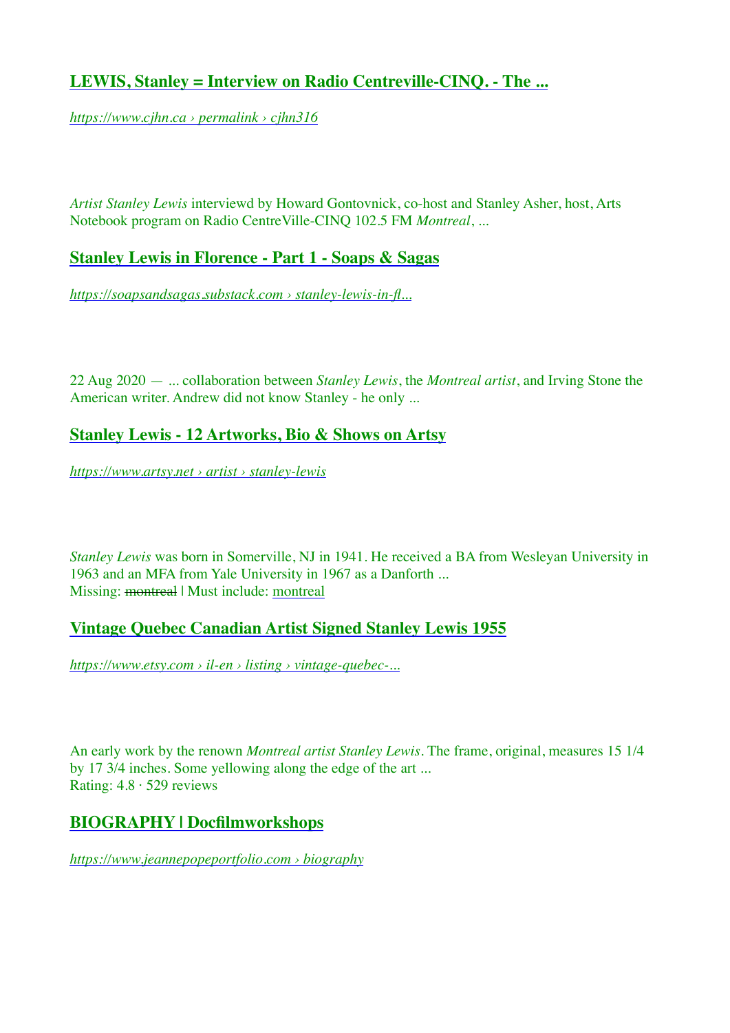## [LEWIS, Stanley = Interview on Radio Centreville-CINQ. - The ...](https://www.cjhn.ca)

*https://www.cjhn.ca › permalink › cjhn316*

*Artist Stanley Lewis* interviewd by Howard Gontovnick, co-host and Stanley Asher, host, Arts Notebook program on Radio CentreVille-CINQ 102.5 FM *Montreal*, ...

## [Stanley Lewis in Florence - Part 1 - Soaps & Sagas](https://soapsandsagas.substack.com)

*https://soapsandsagas.substack.com › stanley-lewis-in-fl...*

22 Aug 2020 — ... collaboration between *Stanley Lewis*, the *Montreal artist*, and Irving Stone the American writer. Andrew did not know Stanley - he only ...

## [Stanley Lewis - 12 Artworks, Bio & Shows on Artsy](https://www.artsy.net)

*https://www.artsy.net › artist › stanley-lewis*

*Stanley Lewis* was born in Somerville, NJ in 1941. He received a BA from Wesleyan University in 1963 and an MFA from Yale University in 1967 as a Danforth ...
Missing: ~~montreal~~ | Must include: montreal

## [Vintage Quebec Canadian Artist Signed Stanley Lewis 1955](https://www.etsy.com)

*https://www.etsy.com › il-en › listing › vintage-quebec-...*

An early work by the renown *Montreal artist Stanley Lewis*. The frame, original, measures 15 1/4 by 17 3/4 inches. Some yellowing along the edge of the art ...
Rating: 4.8 · 529 reviews

## [BIOGRAPHY | Docfilmworkshops](https://www.jeannepopeportfolio.com)

*https://www.jeannepopeportfolio.com › biography*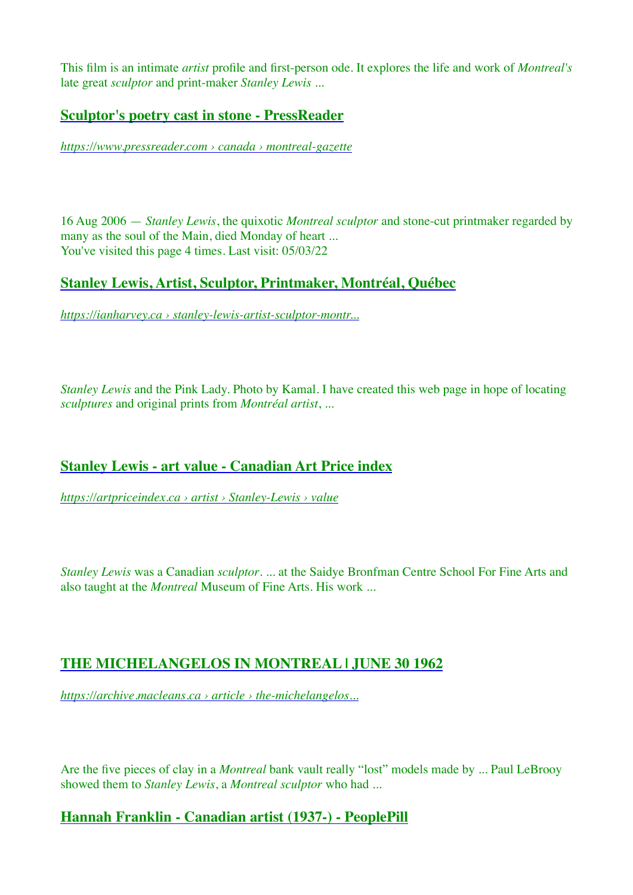This film is an intimate *artist* profile and first-person ode. It explores the life and work of *Montreal's* late great *sculptor* and print-maker *Stanley Lewis* ...

## [Sculptor's poetry cast in stone - PressReader](https://www.pressreader.com)

*https://www.pressreader.com › canada › montreal-gazette*

16 Aug 2006 — *Stanley Lewis*, the quixotic *Montreal sculptor* and stone-cut printmaker regarded by many as the soul of the Main, died Monday of heart ...
You've visited this page 4 times. Last visit: 05/03/22

## [Stanley Lewis, Artist, Sculptor, Printmaker, Montréal, Québec](https://ianharvey.ca)

*https://ianharvey.ca › stanley-lewis-artist-sculptor-montr...*

*Stanley Lewis* and the Pink Lady. Photo by Kamal. I have created this web page in hope of locating *sculptures* and original prints from *Montréal artist*, ...

## [Stanley Lewis - art value - Canadian Art Price index](https://artpriceindex.ca)

*https://artpriceindex.ca › artist › Stanley-Lewis › value*

*Stanley Lewis* was a Canadian *sculptor*. ... at the Saidye Bronfman Centre School For Fine Arts and also taught at the *Montreal* Museum of Fine Arts. His work ...

## [THE MICHELANGELOS IN MONTREAL | JUNE 30 1962](https://archive.macleans.ca)

*https://archive.macleans.ca › article › the-michelangelos...*

Are the five pieces of clay in a *Montreal* bank vault really "lost" models made by ... Paul LeBrooy showed them to *Stanley Lewis*, a *Montreal sculptor* who had ...

## Hannah Franklin - Canadian artist (1937-) - PeoplePill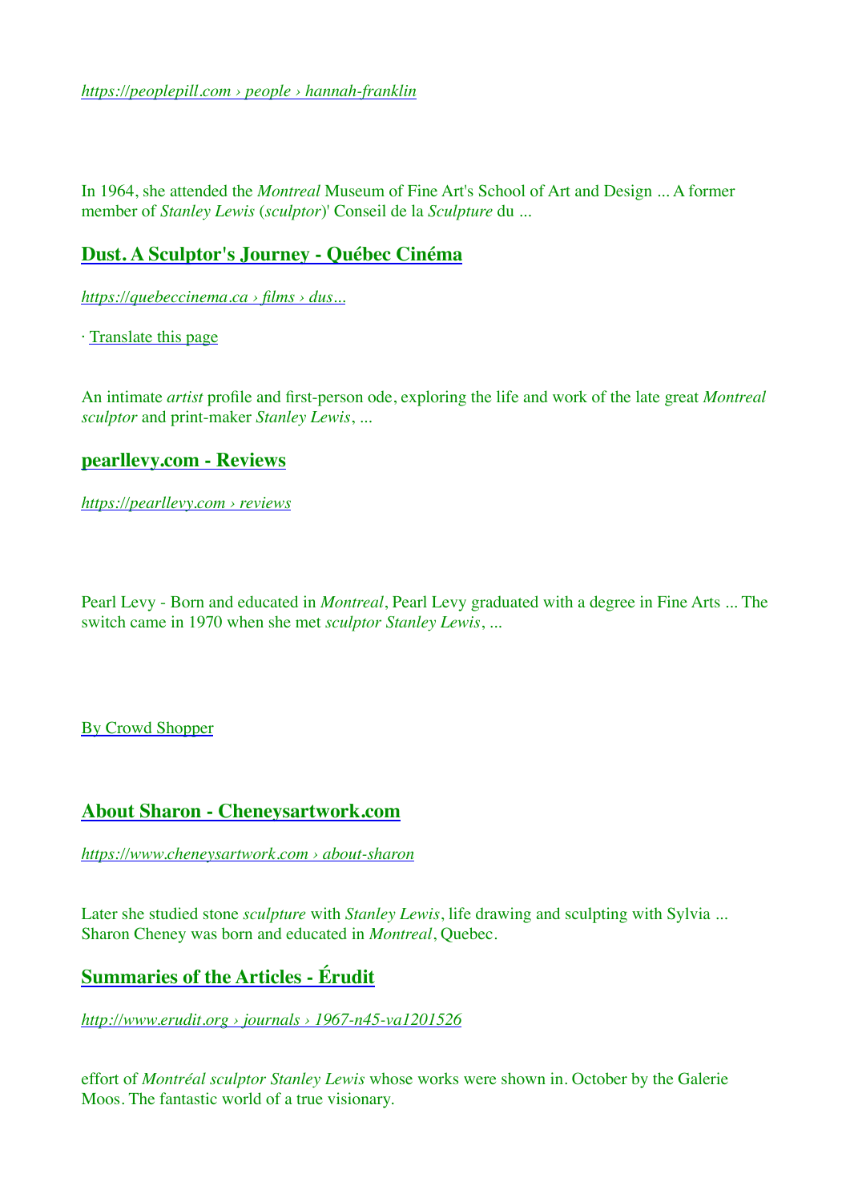*https://peoplepill.com › people › hannah-franklin*

In 1964, she attended the *Montreal* Museum of Fine Art's School of Art and Design ... A former member of *Stanley Lewis* (*sculptor*)' Conseil de la *Sculpture* du ...

## Dust. A Sculptor's Journey - Québec Cinéma

*https://quebeccinema.ca › films › dus...*

· Translate this page

An intimate *artist* profile and first-person ode, exploring the life and work of the late great *Montreal sculptor* and print-maker *Stanley Lewis*, ...

## pearllevy.com - Reviews

*https://pearllevy.com › reviews*

Pearl Levy - Born and educated in *Montreal*, Pearl Levy graduated with a degree in Fine Arts ... The switch came in 1970 when she met *sculptor Stanley Lewis*, ...

By Crowd Shopper

## About Sharon - Cheneysartwork.com

*https://www.cheneysartwork.com › about-sharon*

Later she studied stone *sculpture* with *Stanley Lewis*, life drawing and sculpting with Sylvia ... Sharon Cheney was born and educated in *Montreal*, Quebec.

## Summaries of the Articles - Érudit

*http://www.erudit.org › journals › 1967-n45-va1201526*

effort of *Montréal sculptor Stanley Lewis* whose works were shown in. October by the Galerie Moos. The fantastic world of a true visionary.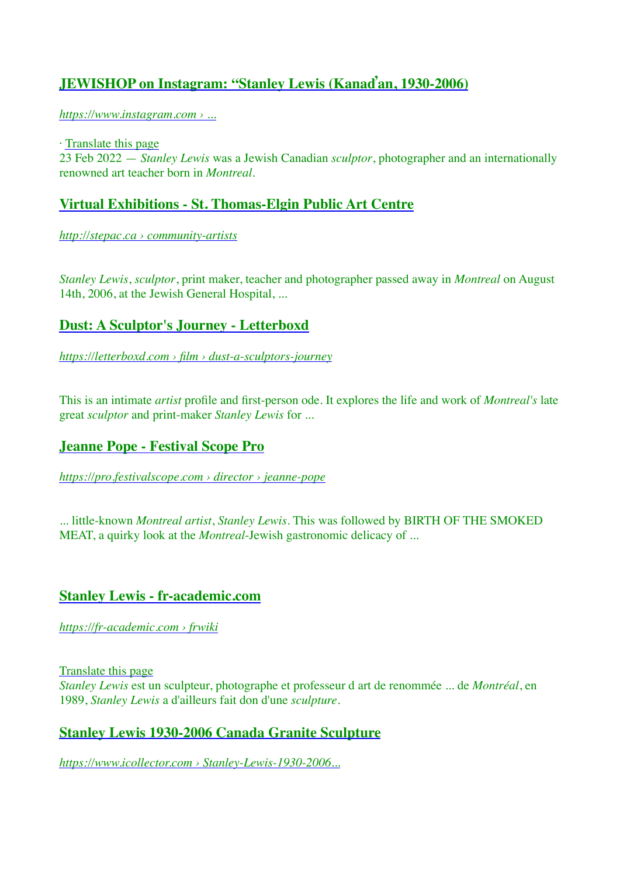## [JEWISHOP on Instagram: "Stanley Lewis (Kanadʼan, 1930-2006)](https://www.instagram.com)

*https://www.instagram.com › ...*

· Translate this page
23 Feb 2022 — *Stanley Lewis* was a Jewish Canadian *sculptor*, photographer and an internationally renowned art teacher born in *Montreal*.

## [Virtual Exhibitions - St. Thomas-Elgin Public Art Centre](http://stepac.ca)

*http://stepac.ca › community-artists*

*Stanley Lewis*, *sculptor*, print maker, teacher and photographer passed away in *Montreal* on August 14th, 2006, at the Jewish General Hospital, ...

## [Dust: A Sculptor's Journey - Letterboxd](https://letterboxd.com)

*https://letterboxd.com › film › dust-a-sculptors-journey*

This is an intimate *artist* profile and first-person ode. It explores the life and work of *Montreal's* late great *sculptor* and print-maker *Stanley Lewis* for ...

## [Jeanne Pope - Festival Scope Pro](https://pro.festivalscope.com)

*https://pro.festivalscope.com › director › jeanne-pope*

... little-known *Montreal artist*, *Stanley Lewis*. This was followed by BIRTH OF THE SMOKED MEAT, a quirky look at the *Montreal*-Jewish gastronomic delicacy of ...

## [Stanley Lewis - fr-academic.com](https://fr-academic.com)

*https://fr-academic.com › frwiki*

Translate this page
*Stanley Lewis* est un sculpteur, photographe et professeur d art de renommée ... de *Montréal*, en 1989, *Stanley Lewis* a d'ailleurs fait don d'une *sculpture*.

## [Stanley Lewis 1930-2006 Canada Granite Sculpture](https://www.icollector.com)

*https://www.icollector.com › Stanley-Lewis-1930-2006...*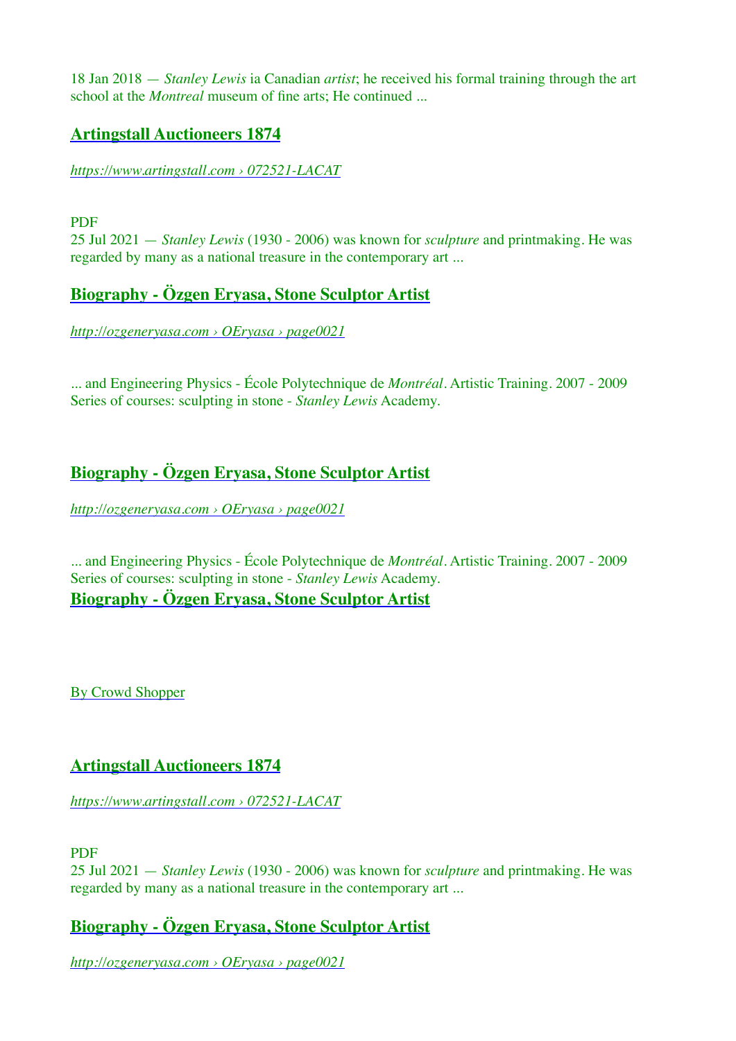18 Jan 2018 — *Stanley Lewis* ia Canadian *artist*; he received his formal training through the art school at the *Montreal* museum of fine arts; He continued ...

### [Artingstall Auctioneers 1874](https://www.artingstall.com)

*https://www.artingstall.com › 072521-LACAT*

PDF
25 Jul 2021 — *Stanley Lewis* (1930 - 2006) was known for *sculpture* and printmaking. He was regarded by many as a national treasure in the contemporary art ...

### Biography - Özgen Eryasa, Stone Sculptor Artist

*http://ozgeneryasa.com › OEryasa › page0021*

... and Engineering Physics - École Polytechnique de *Montréal*. Artistic Training. 2007 - 2009 Series of courses: sculpting in stone - *Stanley Lewis* Academy.

### Biography - Özgen Eryasa, Stone Sculptor Artist

*http://ozgeneryasa.com › OEryasa › page0021*

... and Engineering Physics - École Polytechnique de *Montréal*. Artistic Training. 2007 - 2009 Series of courses: sculpting in stone - *Stanley Lewis* Academy.

### Biography - Özgen Eryasa, Stone Sculptor Artist

By Crowd Shopper

### Artingstall Auctioneers 1874

*https://www.artingstall.com › 072521-LACAT*

PDF
25 Jul 2021 — *Stanley Lewis* (1930 - 2006) was known for *sculpture* and printmaking. He was regarded by many as a national treasure in the contemporary art ...

### Biography - Özgen Eryasa, Stone Sculptor Artist

*http://ozgeneryasa.com › OEryasa › page0021*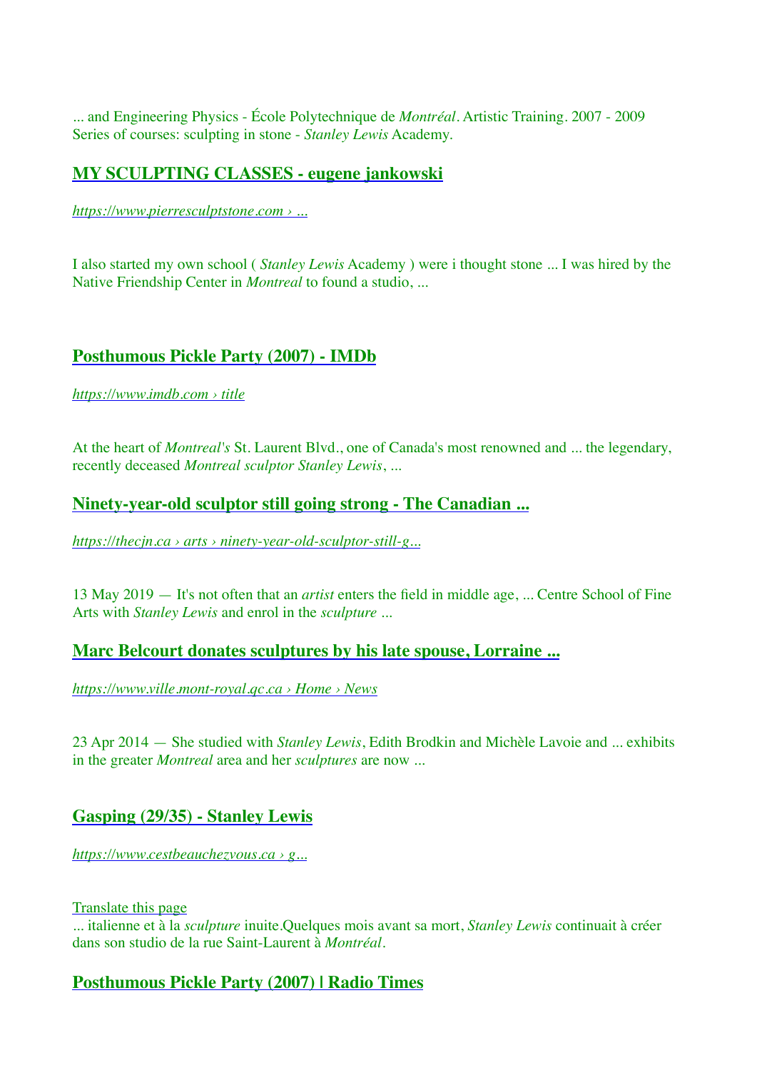... and Engineering Physics - École Polytechnique de *Montréal*. Artistic Training. 2007 - 2009 Series of courses: sculpting in stone - *Stanley Lewis* Academy.

## [MY SCULPTING CLASSES - eugene jankowski](https://www.pierresculptstone.com)

*https://www.pierresculptstone.com › ...*

I also started my own school ( *Stanley Lewis* Academy ) were i thought stone ... I was hired by the Native Friendship Center in *Montreal* to found a studio, ...

## [Posthumous Pickle Party (2007) - IMDb](https://www.imdb.com)

*https://www.imdb.com › title*

At the heart of *Montreal's* St. Laurent Blvd., one of Canada's most renowned and ... the legendary, recently deceased *Montreal sculptor Stanley Lewis*, ...

## [Ninety-year-old sculptor still going strong - The Canadian ...](https://thecjn.ca)

*https://thecjn.ca › arts › ninety-year-old-sculptor-still-g...*

13 May 2019 — It's not often that an *artist* enters the field in middle age, ... Centre School of Fine Arts with *Stanley Lewis* and enrol in the *sculpture* ...

## [Marc Belcourt donates sculptures by his late spouse, Lorraine ...](https://www.ville.mont-royal.qc.ca)

*https://www.ville.mont-royal.qc.ca › Home › News*

23 Apr 2014 — She studied with *Stanley Lewis*, Edith Brodkin and Michèle Lavoie and ... exhibits in the greater *Montreal* area and her *sculptures* are now ...

## [Gasping (29/35) - Stanley Lewis](https://www.cestbeauchezvous.ca)

*https://www.cestbeauchezvous.ca › g...*

Translate this page
... italienne et à la *sculpture* inuite.Quelques mois avant sa mort, *Stanley Lewis* continuait à créer dans son studio de la rue Saint-Laurent à *Montréal*.

## Posthumous Pickle Party (2007) | Radio Times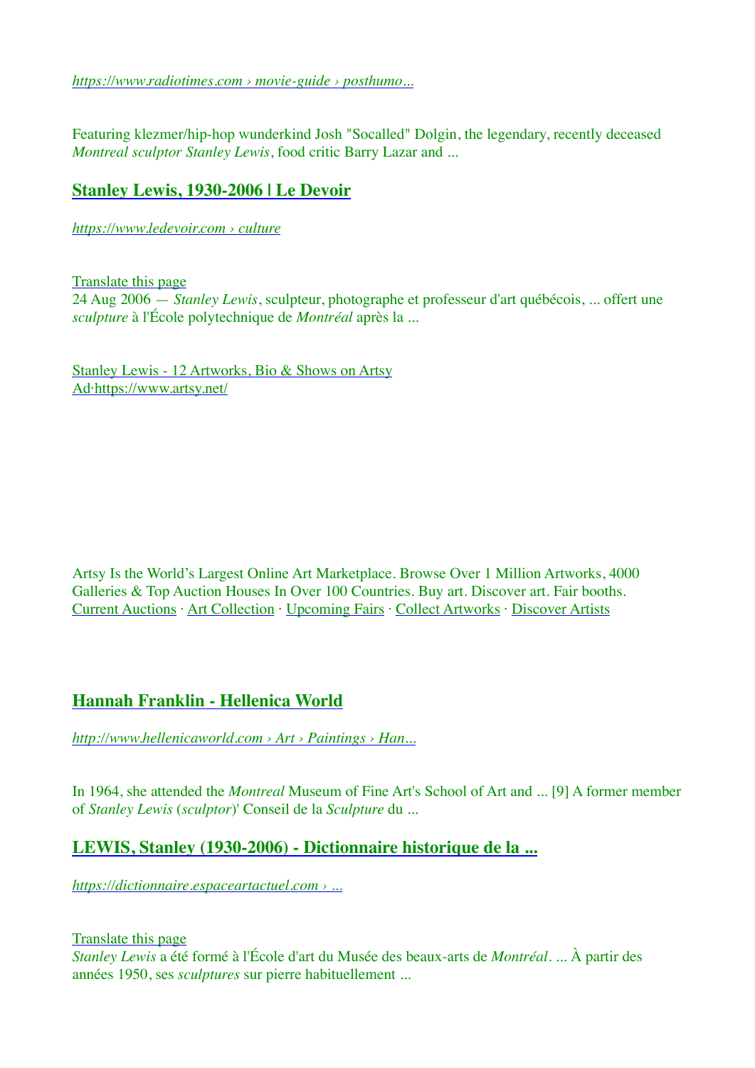*https://www.radiotimes.com › movie-guide › posthumo...*

Featuring klezmer/hip-hop wunderkind Josh "Socalled" Dolgin, the legendary, recently deceased *Montreal sculptor Stanley Lewis*, food critic Barry Lazar and ...

## Stanley Lewis, 1930-2006 | Le Devoir

*https://www.ledevoir.com › culture*

Translate this page
24 Aug 2006 — *Stanley Lewis*, sculpteur, photographe et professeur d'art québécois, ... offert une *sculpture* à l'École polytechnique de *Montréal* après la ...

Stanley Lewis - 12 Artworks, Bio & Shows on Artsy
Ad·https://www.artsy.net/

Artsy Is the World's Largest Online Art Marketplace. Browse Over 1 Million Artworks, 4000 Galleries & Top Auction Houses In Over 100 Countries. Buy art. Discover art. Fair booths.
Current Auctions · Art Collection · Upcoming Fairs · Collect Artworks · Discover Artists

## Hannah Franklin - Hellenica World

*http://www.hellenicaworld.com › Art › Paintings › Han...*

In 1964, she attended the *Montreal* Museum of Fine Art's School of Art and ... [9] A former member of *Stanley Lewis* (*sculptor*)' Conseil de la *Sculpture* du ...

## LEWIS, Stanley (1930-2006) - Dictionnaire historique de la ...

*https://dictionnaire.espaceartactuel.com › ...*

Translate this page
*Stanley Lewis* a été formé à l'École d'art du Musée des beaux-arts de *Montréal*. ... À partir des années 1950, ses *sculptures* sur pierre habituellement ...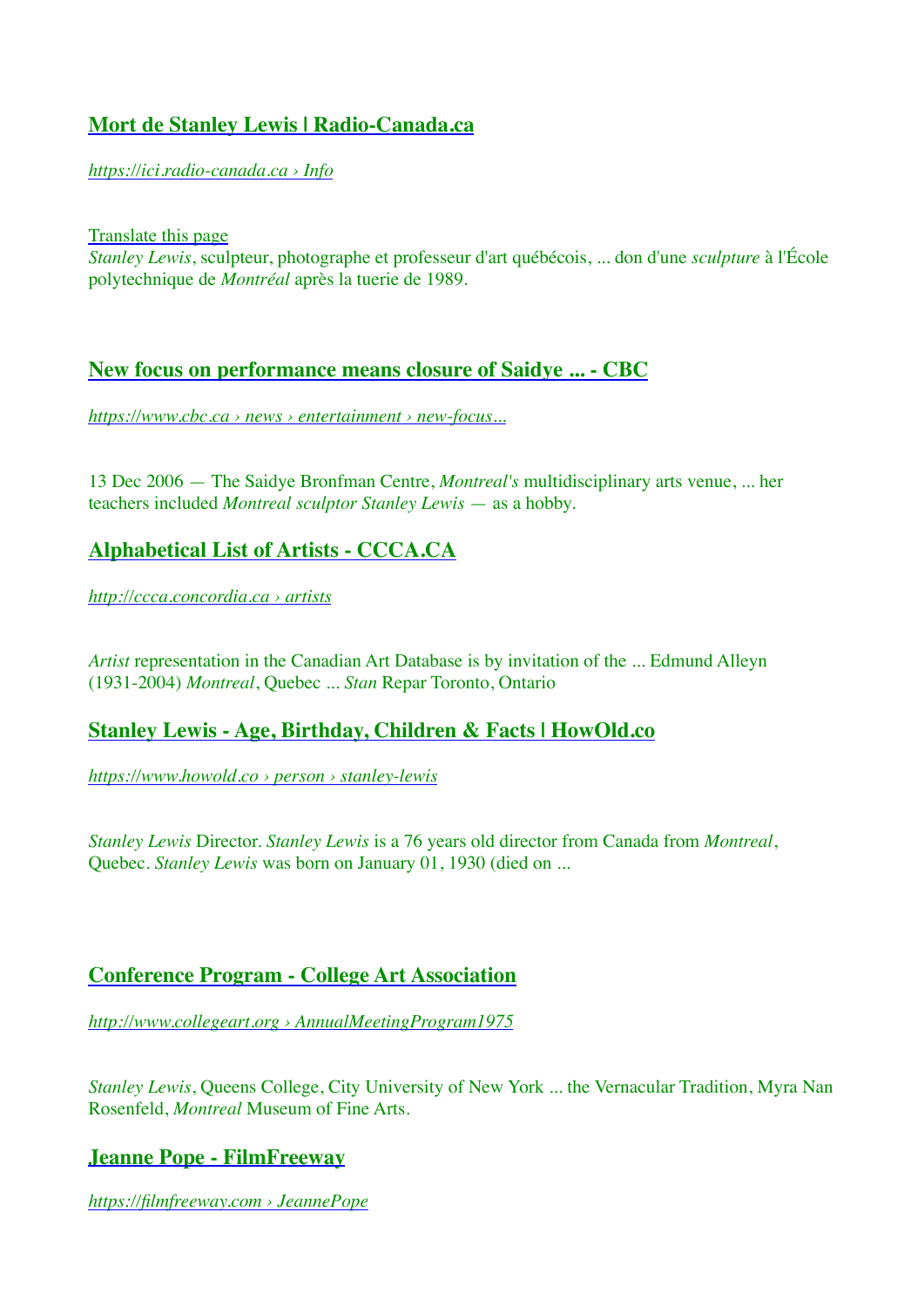### [Mort de Stanley Lewis | Radio-Canada.ca](https://ici.radio-canada.ca)

*https://ici.radio-canada.ca › Info*

Translate this page

*Stanley Lewis*, sculpteur, photographe et professeur d'art québécois, ... don d'une *sculpture* à l'École polytechnique de *Montréal* après la tuerie de 1989.

### New focus on performance means closure of Saidye ... - CBC

*https://www.cbc.ca › news › entertainment › new-focus...*

13 Dec 2006 — The Saidye Bronfman Centre, *Montreal's* multidisciplinary arts venue, ... her teachers included *Montreal sculptor Stanley Lewis* — as a hobby.

### Alphabetical List of Artists - CCCA.CA

*http://ccca.concordia.ca › artists*

*Artist* representation in the Canadian Art Database is by invitation of the ... Edmund Alleyn (1931-2004) *Montreal*, Quebec ... *Stan* Repar Toronto, Ontario

### Stanley Lewis - Age, Birthday, Children & Facts | HowOld.co

*https://www.howold.co › person › stanley-lewis*

*Stanley Lewis* Director. *Stanley Lewis* is a 76 years old director from Canada from *Montreal*, Quebec. *Stanley Lewis* was born on January 01, 1930 (died on ...

### Conference Program - College Art Association

*http://www.collegeart.org › AnnualMeetingProgram1975*

*Stanley Lewis*, Queens College, City University of New York ... the Vernacular Tradition, Myra Nan Rosenfeld, *Montreal* Museum of Fine Arts.

### Jeanne Pope - FilmFreeway

*https://filmfreeway.com › JeannePope*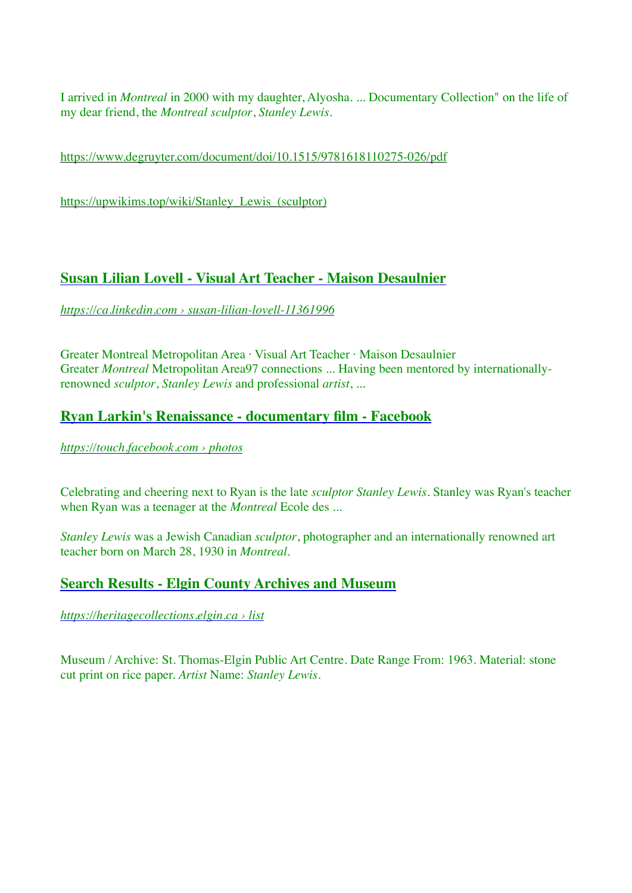I arrived in *Montreal* in 2000 with my daughter, Alyosha. ... Documentary Collection" on the life of my dear friend, the *Montreal sculptor*, *Stanley Lewis*.

https://www.degruyter.com/document/doi/10.1515/9781618110275-026/pdf

https://upwikims.top/wiki/Stanley_Lewis_(sculptor)

## Susan Lilian Lovell - Visual Art Teacher - Maison Desaulnier

*https://ca.linkedin.com › susan-lilian-lovell-11361996*

Greater Montreal Metropolitan Area · Visual Art Teacher · Maison Desaulnier
Greater *Montreal* Metropolitan Area97 connections ... Having been mentored by internationally-renowned *sculptor*, *Stanley Lewis* and professional *artist*, ...

## Ryan Larkin's Renaissance - documentary film - Facebook

*https://touch.facebook.com › photos*

Celebrating and cheering next to Ryan is the late *sculptor Stanley Lewis*. Stanley was Ryan's teacher when Ryan was a teenager at the *Montreal* Ecole des ...

*Stanley Lewis* was a Jewish Canadian *sculptor*, photographer and an internationally renowned art teacher born on March 28, 1930 in *Montreal*.

## Search Results - Elgin County Archives and Museum

*https://heritagecollections.elgin.ca › list*

Museum / Archive: St. Thomas-Elgin Public Art Centre. Date Range From: 1963. Material: stone cut print on rice paper. *Artist* Name: *Stanley Lewis*.